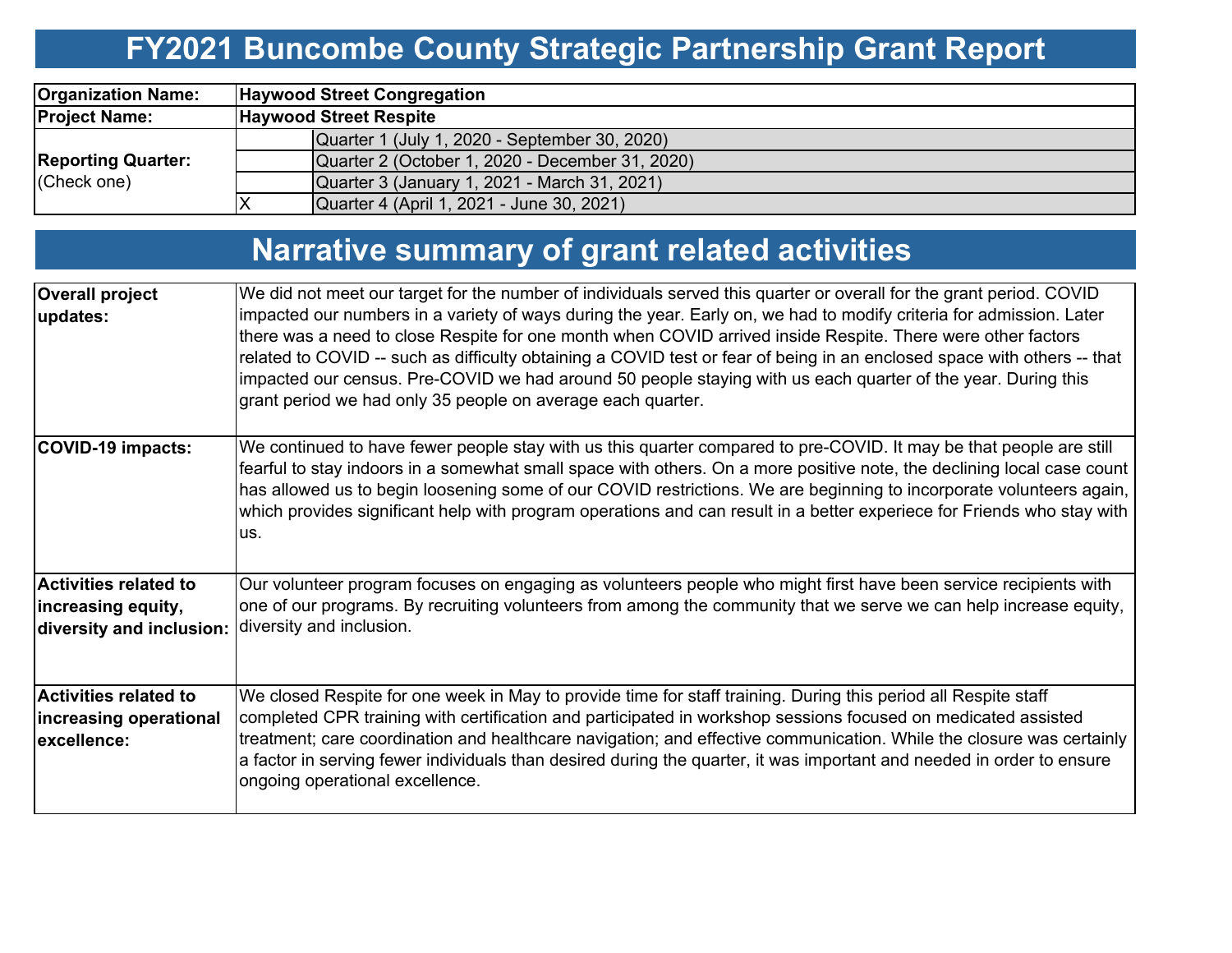# FY2021 Buncombe County Strategic Partnership Grant Report

| | | |
|---|---|---|
| **Organization Name:** | **Haywood Street Congregation** | |
| **Project Name:** | **Haywood Street Respite** | |
| **Reporting Quarter:** (Check one) | | Quarter 1 (July 1, 2020 - September 30, 2020) |
| | | Quarter 2 (October 1, 2020 - December 31, 2020) |
| | | Quarter 3 (January 1, 2021 - March 31, 2021) |
| | X | Quarter 4 (April 1, 2021 - June 30, 2021) |

# Narrative summary of grant related activities

| | |
|---|---|
| **Overall project updates:** | We did not meet our target for the number of individuals served this quarter or overall for the grant period. COVID impacted our numbers in a variety of ways during the year. Early on, we had to modify criteria for admission. Later there was a need to close Respite for one month when COVID arrived inside Respite. There were other factors related to COVID -- such as difficulty obtaining a COVID test or fear of being in an enclosed space with others -- that impacted our census. Pre-COVID we had around 50 people staying with us each quarter of the year. During this grant period we had only 35 people on average each quarter. |
| **COVID-19 impacts:** | We continued to have fewer people stay with us this quarter compared to pre-COVID. It may be that people are still fearful to stay indoors in a somewhat small space with others. On a more positive note, the declining local case count has allowed us to begin loosening some of our COVID restrictions. We are beginning to incorporate volunteers again, which provides significant help with program operations and can result in a better experiece for Friends who stay with us. |
| **Activities related to increasing equity, diversity and inclusion:** | Our volunteer program focuses on engaging as volunteers people who might first have been service recipients with one of our programs. By recruiting volunteers from among the community that we serve we can help increase equity, diversity and inclusion. |
| **Activities related to increasing operational excellence:** | We closed Respite for one week in May to provide time for staff training. During this period all Respite staff completed CPR training with certification and participated in workshop sessions focused on medicated assisted treatment; care coordination and healthcare navigation; and effective communication. While the closure was certainly a factor in serving fewer individuals than desired during the quarter, it was important and needed in order to ensure ongoing operational excellence. |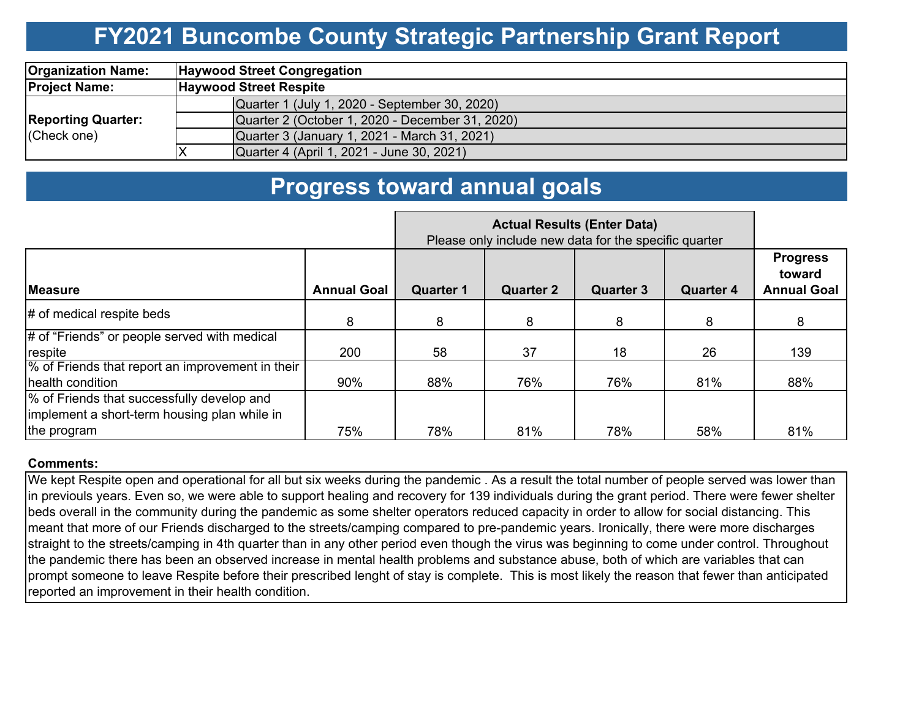# FY2021 Buncombe County Strategic Partnership Grant Report

| | | |
|---|---|---|
| **Organization Name:** | **Haywood Street Congregation** | |
| **Project Name:** | **Haywood Street Respite** | |
| **Reporting Quarter:** (Check one) | | Quarter 1 (July 1, 2020 - September 30, 2020) |
| | | Quarter 2 (October 1, 2020 - December 31, 2020) |
| | | Quarter 3 (January 1, 2021 - March 31, 2021) |
| | X | Quarter 4 (April 1, 2021 - June 30, 2021) |

# Progress toward annual goals

| | | **Actual Results (Enter Data)** Please only include new data for the specific quarter | | | | |
|---|---|---|---|---|---|---|
| **Measure** | **Annual Goal** | **Quarter 1** | **Quarter 2** | **Quarter 3** | **Quarter 4** | **Progress toward Annual Goal** |
| # of medical respite beds | 8 | 8 | 8 | 8 | 8 | 8 |
| # of "Friends" or people served with medical respite | 200 | 58 | 37 | 18 | 26 | 139 |
| % of Friends that report an improvement in their health condition | 90% | 88% | 76% | 76% | 81% | 88% |
| % of Friends that successfully develop and implement a short-term housing plan while in the program | 75% | 78% | 81% | 78% | 58% | 81% |

**Comments:**

We kept Respite open and operational for all but six weeks during the pandemic . As a result the total number of people served was lower than in previouls years. Even so, we were able to support healing and recovery for 139 individuals during the grant period. There were fewer shelter beds overall in the community during the pandemic as some shelter operators reduced capacity in order to allow for social distancing. This meant that more of our Friends discharged to the streets/camping compared to pre-pandemic years. Ironically, there were more discharges straight to the streets/camping in 4th quarter than in any other period even though the virus was beginning to come under control. Throughout the pandemic there has been an observed increase in mental health problems and substance abuse, both of which are variables that can prompt someone to leave Respite before their prescribed lenght of stay is complete. This is most likely the reason that fewer than anticipated reported an improvement in their health condition.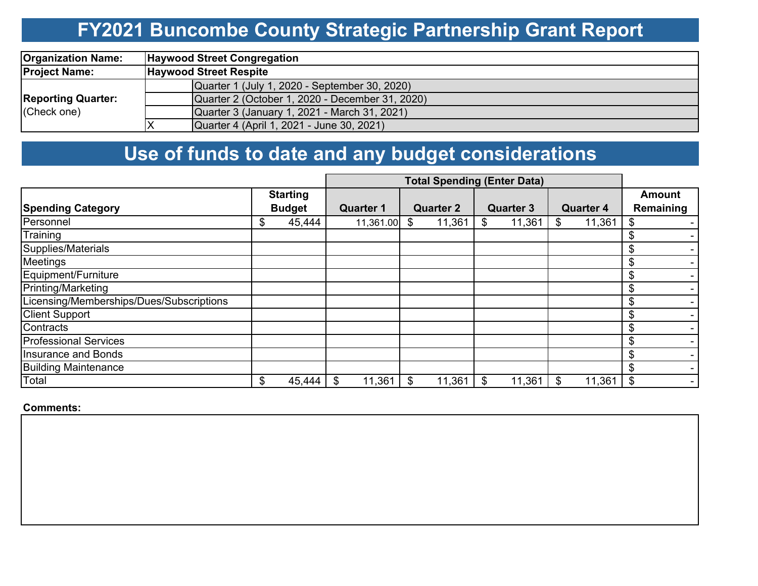# FY2021 Buncombe County Strategic Partnership Grant Report

| | | |
|---|---|---|
| **Organization Name:** | **Haywood Street Congregation** | |
| **Project Name:** | **Haywood Street Respite** | |
| **Reporting Quarter:** (Check one) | | Quarter 1 (July 1, 2020 - September 30, 2020) |
| | | Quarter 2 (October 1, 2020 - December 31, 2020) |
| | | Quarter 3 (January 1, 2021 - March 31, 2021) |
| | X | Quarter 4 (April 1, 2021 - June 30, 2021) |

# Use of funds to date and any budget considerations

| | | Total Spending (Enter Data) | | | | |
|---|---|---|---|---|---|---|
| **Spending Category** | **Starting Budget** | **Quarter 1** | **Quarter 2** | **Quarter 3** | **Quarter 4** | **Amount Remaining** |
| Personnel | $ 45,444 | 11,361.00 | $ 11,361 | $ 11,361 | $ 11,361 | $ - |
| Training | | | | | | $ - |
| Supplies/Materials | | | | | | $ - |
| Meetings | | | | | | $ - |
| Equipment/Furniture | | | | | | $ - |
| Printing/Marketing | | | | | | $ - |
| Licensing/Memberships/Dues/Subscriptions | | | | | | $ - |
| Client Support | | | | | | $ - |
| Contracts | | | | | | $ - |
| Professional Services | | | | | | $ - |
| Insurance and Bonds | | | | | | $ - |
| Building Maintenance | | | | | | $ - |
| Total | $ 45,444 | $ 11,361 | $ 11,361 | $ 11,361 | $ 11,361 | $ - |

**Comments:**